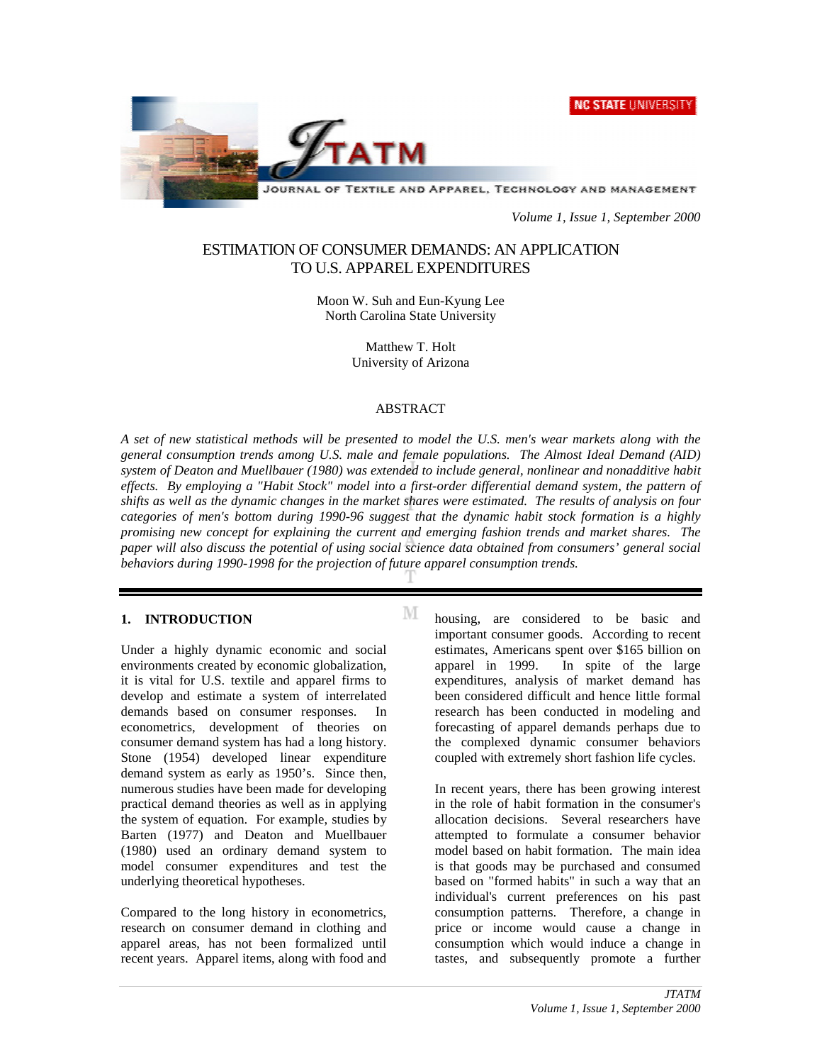# ESTIMATION OF CONSUMER DEMANDS: AN APPLICATION TO U.S. APPAREL EXPENDITURES

Moon W. Suh and Eun-Kyung Lee
North Carolina State University

Matthew T. Holt
University of Arizona

## ABSTRACT

*A set of new statistical methods will be presented to model the U.S. men's wear markets along with the general consumption trends among U.S. male and female populations. The Almost Ideal Demand (AID) system of Deaton and Muellbauer (1980) was extended to include general, nonlinear and nonadditive habit effects. By employing a "Habit Stock" model into a first-order differential demand system, the pattern of shifts as well as the dynamic changes in the market shares were estimated. The results of analysis on four categories of men's bottom during 1990-96 suggest that the dynamic habit stock formation is a highly promising new concept for explaining the current and emerging fashion trends and market shares. The paper will also discuss the potential of using social science data obtained from consumers' general social behaviors during 1990-1998 for the projection of future apparel consumption trends.*

## 1. INTRODUCTION

Under a highly dynamic economic and social environments created by economic globalization, it is vital for U.S. textile and apparel firms to develop and estimate a system of interrelated demands based on consumer responses. In econometrics, development of theories on consumer demand system has had a long history. Stone (1954) developed linear expenditure demand system as early as 1950's. Since then, numerous studies have been made for developing practical demand theories as well as in applying the system of equation. For example, studies by Barten (1977) and Deaton and Muellbauer (1980) used an ordinary demand system to model consumer expenditures and test the underlying theoretical hypotheses.

Compared to the long history in econometrics, research on consumer demand in clothing and apparel areas, has not been formalized until recent years. Apparel items, along with food and housing, are considered to be basic and important consumer goods. According to recent estimates, Americans spent over $165 billion on apparel in 1999. In spite of the large expenditures, analysis of market demand has been considered difficult and hence little formal research has been conducted in modeling and forecasting of apparel demands perhaps due to the complexed dynamic consumer behaviors coupled with extremely short fashion life cycles.

In recent years, there has been growing interest in the role of habit formation in the consumer's allocation decisions. Several researchers have attempted to formulate a consumer behavior model based on habit formation. The main idea is that goods may be purchased and consumed based on "formed habits" in such a way that an individual's current preferences on his past consumption patterns. Therefore, a change in price or income would cause a change in consumption which would induce a change in tastes, and subsequently promote a further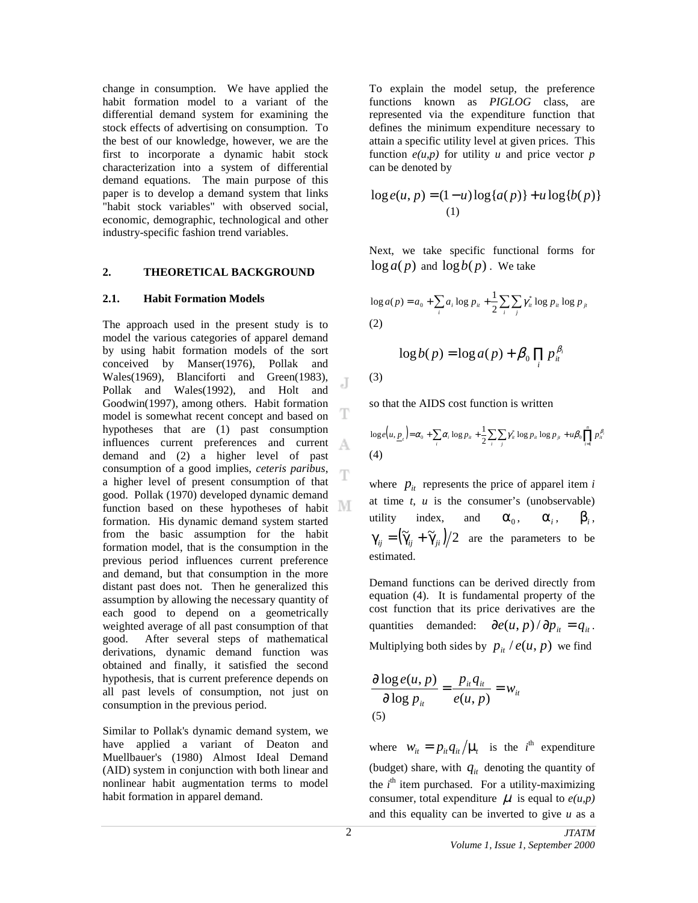change in consumption. We have applied the habit formation model to a variant of the differential demand system for examining the stock effects of advertising on consumption. To the best of our knowledge, however, we are the first to incorporate a dynamic habit stock characterization into a system of differential demand equations. The main purpose of this paper is to develop a demand system that links "habit stock variables" with observed social, economic, demographic, technological and other industry-specific fashion trend variables.

## 2. THEORETICAL BACKGROUND

### 2.1. Habit Formation Models

The approach used in the present study is to model the various categories of apparel demand by using habit formation models of the sort conceived by Manser(1976), Pollak and Wales(1969), Blanciforti and Green(1983), Pollak and Wales(1992), and Holt and Goodwin(1997), among others. Habit formation model is somewhat recent concept and based on hypotheses that are (1) past consumption influences current preferences and current demand and (2) a higher level of past consumption of a good implies, *ceteris paribus*, a higher level of present consumption of that good. Pollak (1970) developed dynamic demand function based on these hypotheses of habit formation. His dynamic demand system started from the basic assumption for the habit formation model, that is the consumption in the previous period influences current preference and demand, but that consumption in the more distant past does not. Then he generalized this assumption by allowing the necessary quantity of each good to depend on a geometrically weighted average of all past consumption of that good. After several steps of mathematical derivations, dynamic demand function was obtained and finally, it satisfied the second hypothesis, that is current preference depends on all past levels of consumption, not just on consumption in the previous period.

Similar to Pollak's dynamic demand system, we have applied a variant of Deaton and Muellbauer's (1980) Almost Ideal Demand (AID) system in conjunction with both linear and nonlinear habit augmentation terms to model habit formation in apparel demand.

To explain the model setup, the preference functions known as *PIGLOG* class, are represented via the expenditure function that defines the minimum expenditure necessary to attain a specific utility level at given prices. This function $e(u,p)$ for utility $u$ and price vector $p$ can be denoted by

$$\log e(u,p) = (1-u)\log\{a(p)\} + u\log\{b(p)\} \quad (1)$$

Next, we take specific functional forms for $\log a(p)$ and $\log b(p)$. We take

$$\log a(p) = a_0 + \sum_i a_i \log p_{it} + \frac{1}{2}\sum_i\sum_j \gamma^*_{it} \log p_{it} \log p_{jt} \quad (2)$$

$$\log b(p) = \log a(p) + \beta_0 \prod_i p_{it}^{\beta_i} \quad (3)$$

so that the AIDS cost function is written

$$\log e\left(u, \underline{p}_t\right) = \alpha_0 + \sum_i \alpha_i \log p_{it} + \frac{1}{2}\sum_i\sum_j \gamma^*_{it} \log p_{it} \log p_{jt} + u\beta_0 \prod_{i=1}^{n} p_{it}^{\beta_i} \quad (4)$$

where $p_{it}$ represents the price of apparel item $i$ at time $t$, $u$ is the consumer's (unobservable) utility index, and $\alpha_0$, $\alpha_i$, $\beta_i$, $\gamma_{ij} = \left(\tilde{\gamma}_{ij} + \tilde{\gamma}_{ji}\right)/2$ are the parameters to be estimated.

Demand functions can be derived directly from equation (4). It is fundamental property of the cost function that its price derivatives are the quantities demanded: $\partial e(u,p)/\partial p_{it} = q_{it}$. Multiplying both sides by $p_{it}/e(u,p)$ we find

$$\frac{\partial \log e(u,p)}{\partial \log p_{it}} = \frac{p_{it} q_{it}}{e(u,p)} = w_{it} \quad (5)$$

where $w_{it} = p_{it} q_{it}/\mu_t$ is the $i^{th}$ expenditure (budget) share, with $q_{it}$ denoting the quantity of the $i^{th}$ item purchased. For a utility-maximizing consumer, total expenditure $\mu$ is equal to $e(u,p)$ and this equality can be inverted to give $u$ as a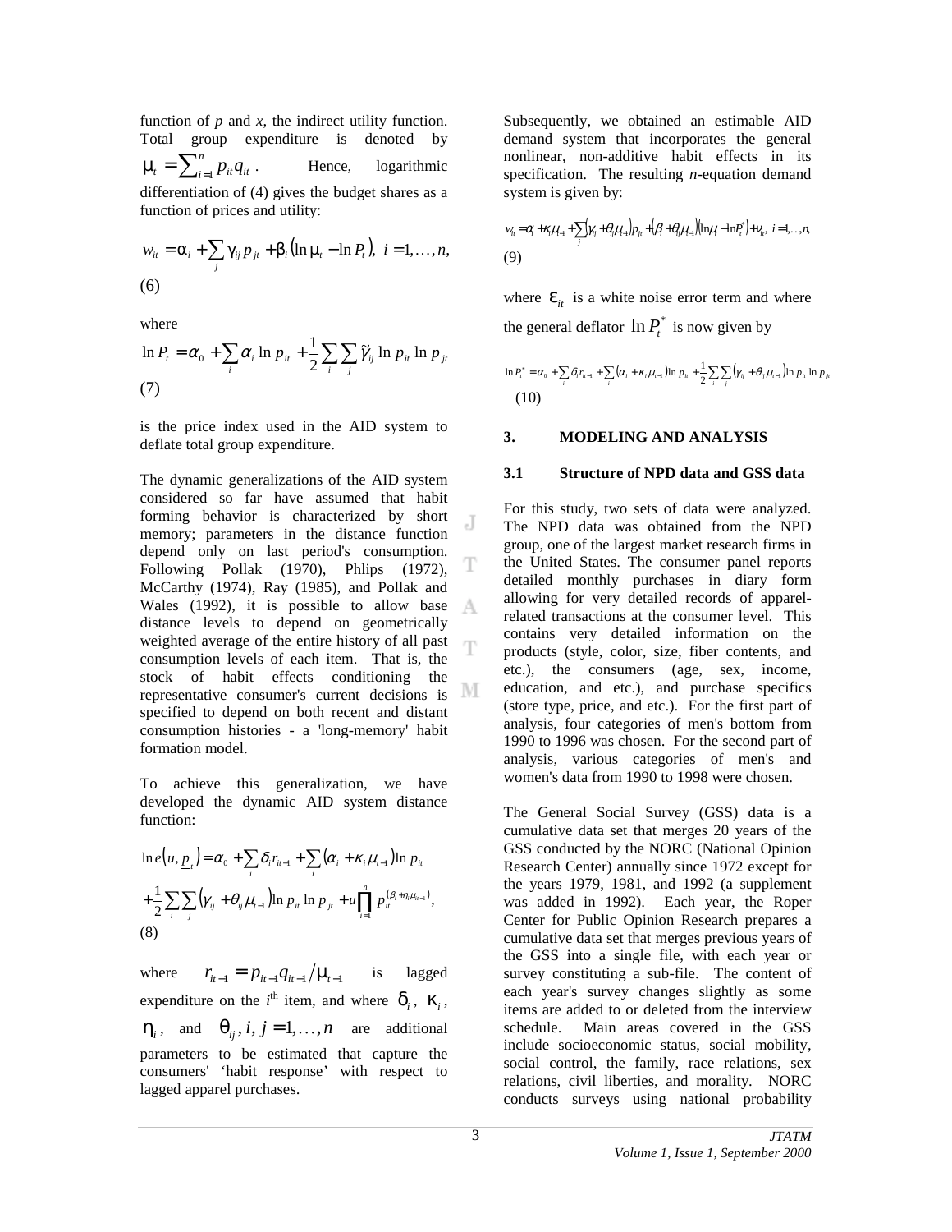function of $p$ and $x$, the indirect utility function. Total group expenditure is denoted by $\mu_t = \sum_{i=1}^{n} p_{it} q_{it}$. Hence, logarithmic differentiation of (4) gives the budget shares as a function of prices and utility:

$$w_{it} = \alpha_i + \sum_j \gamma_{ij} p_{jt} + \beta_i \left(\ln \mu_t - \ln P_t\right),\ i = 1, \ldots, n, \tag{6}$$

where

$$\ln P_t = \alpha_0 + \sum_i \alpha_i \ln p_{it} + \frac{1}{2} \sum_i \sum_j \tilde{\gamma}_{ij} \ln p_{it} \ln p_{jt} \tag{7}$$

is the price index used in the AID system to deflate total group expenditure.

The dynamic generalizations of the AID system considered so far have assumed that habit forming behavior is characterized by short memory; parameters in the distance function depend only on last period's consumption. Following Pollak (1970), Phlips (1972), McCarthy (1974), Ray (1985), and Pollak and Wales (1992), it is possible to allow base distance levels to depend on geometrically weighted average of the entire history of all past consumption levels of each item. That is, the stock of habit effects conditioning the representative consumer's current decisions is specified to depend on both recent and distant consumption histories - a 'long-memory' habit formation model.

To achieve this generalization, we have developed the dynamic AID system distance function:

$$\ln e\left(u, \underline{p}_t\right) = \alpha_0 + \sum_i \delta_i r_{it-1} + \sum_i \left(\alpha_i + \kappa_i \mu_{t-1}\right) \ln p_{it} + \frac{1}{2} \sum_i \sum_j \left(\gamma_{ij} + \theta_{ij} \mu_{t-1}\right) \ln p_{it} \ln p_{jt} + u \prod_{i=1}^{n} p_{it}^{\left(\beta_i + \eta_i \mu_{t-1}\right)}, \tag{8}$$

where $r_{it-1} = p_{it-1} q_{it-1} / \mu_{t-1}$ is lagged expenditure on the $i^{\text{th}}$ item, and where $\delta_i$, $\kappa_i$, $\eta_i$, and $\theta_{ij}, i, j = 1, \ldots, n$ are additional parameters to be estimated that capture the consumers' 'habit response' with respect to lagged apparel purchases.

Subsequently, we obtained an estimable AID demand system that incorporates the general nonlinear, non-additive habit effects in its specification. The resulting $n$-equation demand system is given by:

$$w_{it} = \alpha_i + \kappa_i \mu_{t-1} + \sum_j \left(\gamma_{ij} + \theta_{ij} \mu_{t-1}\right) p_{jt} + \left(\beta_i + \theta_{ij} \mu_{t-1}\right)\left(\ln \mu_t - \ln P_t^*\right) + \nu_{it},\ i = 1, \ldots, n, \tag{9}$$

where $\varepsilon_{it}$ is a white noise error term and where the general deflator $\ln P_t^*$ is now given by

$$\ln P_t^* = \alpha_0 + \sum_i \delta_i r_{it-1} + \sum_i \left(\alpha_i + \kappa_i \mu_{t-1}\right) \ln p_{it} + \frac{1}{2} \sum_i \sum_j \left(\gamma_{ij} + \theta_{ij} \mu_{t-1}\right) \ln p_{it} \ln p_{jt} \tag{10}$$

## 3. MODELING AND ANALYSIS

### 3.1 Structure of NPD data and GSS data

For this study, two sets of data were analyzed. The NPD data was obtained from the NPD group, one of the largest market research firms in the United States. The consumer panel reports detailed monthly purchases in diary form allowing for very detailed records of apparel-related transactions at the consumer level. This contains very detailed information on the products (style, color, size, fiber contents, and etc.), the consumers (age, sex, income, education, and etc.), and purchase specifics (store type, price, and etc.). For the first part of analysis, four categories of men's bottom from 1990 to 1996 was chosen. For the second part of analysis, various categories of men's and women's data from 1990 to 1998 were chosen.

The General Social Survey (GSS) data is a cumulative data set that merges 20 years of the GSS conducted by the NORC (National Opinion Research Center) annually since 1972 except for the years 1979, 1981, and 1992 (a supplement was added in 1992). Each year, the Roper Center for Public Opinion Research prepares a cumulative data set that merges previous years of the GSS into a single file, with each year or survey constituting a sub-file. The content of each year's survey changes slightly as some items are added to or deleted from the interview schedule. Main areas covered in the GSS include socioeconomic status, social mobility, social control, the family, race relations, sex relations, civil liberties, and morality. NORC conducts surveys using national probability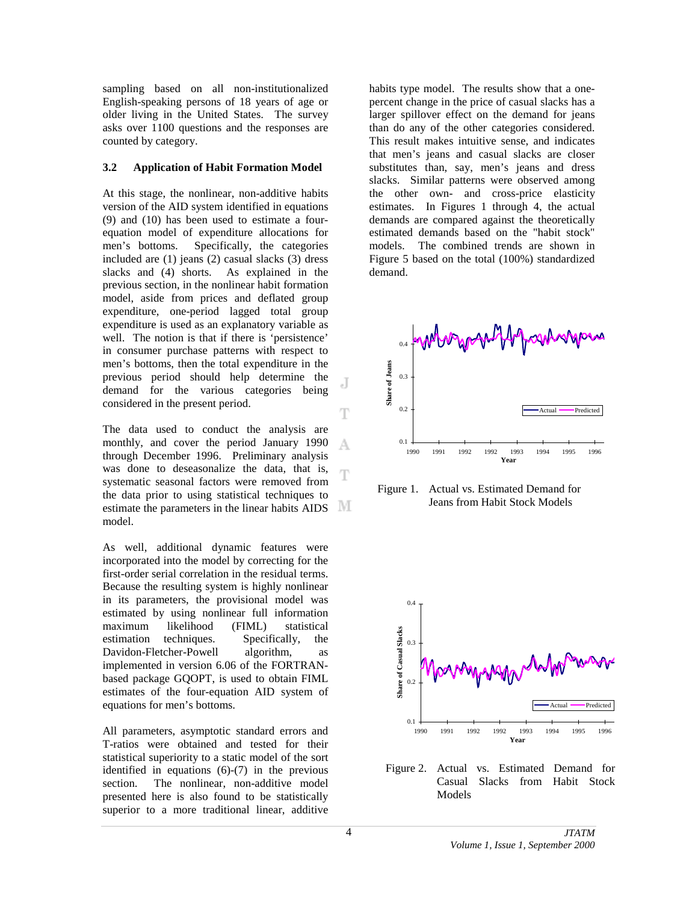sampling based on all non-institutionalized English-speaking persons of 18 years of age or older living in the United States. The survey asks over 1100 questions and the responses are counted by category.

### 3.2 Application of Habit Formation Model

At this stage, the nonlinear, non-additive habits version of the AID system identified in equations (9) and (10) has been used to estimate a four-equation model of expenditure allocations for men's bottoms. Specifically, the categories included are (1) jeans (2) casual slacks (3) dress slacks and (4) shorts. As explained in the previous section, in the nonlinear habit formation model, aside from prices and deflated group expenditure, one-period lagged total group expenditure is used as an explanatory variable as well. The notion is that if there is 'persistence' in consumer purchase patterns with respect to men's bottoms, then the total expenditure in the previous period should help determine the demand for the various categories being considered in the present period.

The data used to conduct the analysis are monthly, and cover the period January 1990 through December 1996. Preliminary analysis was done to deseasonalize the data, that is, systematic seasonal factors were removed from the data prior to using statistical techniques to estimate the parameters in the linear habits AIDS model.

As well, additional dynamic features were incorporated into the model by correcting for the first-order serial correlation in the residual terms. Because the resulting system is highly nonlinear in its parameters, the provisional model was estimated by using nonlinear full information maximum likelihood (FIML) statistical estimation techniques. Specifically, the Davidon-Fletcher-Powell algorithm, as implemented in version 6.06 of the FORTRAN-based package GQOPT, is used to obtain FIML estimates of the four-equation AID system of equations for men's bottoms.

All parameters, asymptotic standard errors and T-ratios were obtained and tested for their statistical superiority to a static model of the sort identified in equations (6)-(7) in the previous section. The nonlinear, non-additive model presented here is also found to be statistically superior to a more traditional linear, additive habits type model. The results show that a one-percent change in the price of casual slacks has a larger spillover effect on the demand for jeans than do any of the other categories considered. This result makes intuitive sense, and indicates that men's jeans and casual slacks are closer substitutes than, say, men's jeans and dress slacks. Similar patterns were observed among the other own- and cross-price elasticity estimates. In Figures 1 through 4, the actual demands are compared against the theoretically estimated demands based on the "habit stock" models. The combined trends are shown in Figure 5 based on the total (100%) standardized demand.

Figure 1. Actual vs. Estimated Demand for Jeans from Habit Stock Models

Figure 2. Actual vs. Estimated Demand for Casual Slacks from Habit Stock Models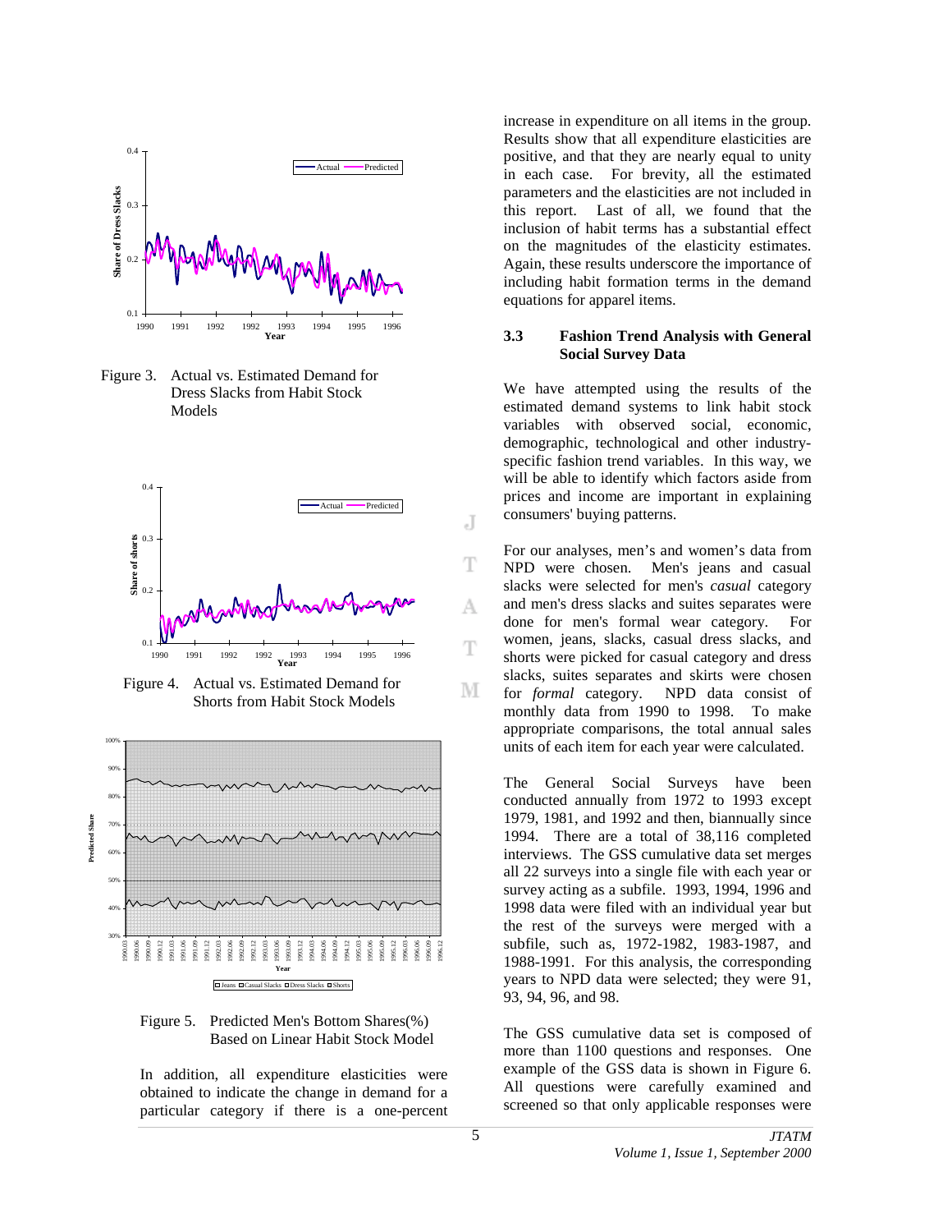Figure 3. Actual vs. Estimated Demand for Dress Slacks from Habit Stock Models

Figure 4. Actual vs. Estimated Demand for Shorts from Habit Stock Models

Figure 5. Predicted Men's Bottom Shares(%) Based on Linear Habit Stock Model

In addition, all expenditure elasticities were obtained to indicate the change in demand for a particular category if there is a one-percent increase in expenditure on all items in the group. Results show that all expenditure elasticities are positive, and that they are nearly equal to unity in each case. For brevity, all the estimated parameters and the elasticities are not included in this report. Last of all, we found that the inclusion of habit terms has a substantial effect on the magnitudes of the elasticity estimates. Again, these results underscore the importance of including habit formation terms in the demand equations for apparel items.

### 3.3 Fashion Trend Analysis with General Social Survey Data

We have attempted using the results of the estimated demand systems to link habit stock variables with observed social, economic, demographic, technological and other industry-specific fashion trend variables. In this way, we will be able to identify which factors aside from prices and income are important in explaining consumers' buying patterns.

For our analyses, men's and women's data from NPD were chosen. Men's jeans and casual slacks were selected for men's *casual* category and men's dress slacks and suites separates were done for men's formal wear category. For women, jeans, slacks, casual dress slacks, and shorts were picked for casual category and dress slacks, suites separates and skirts were chosen for *formal* category. NPD data consist of monthly data from 1990 to 1998. To make appropriate comparisons, the total annual sales units of each item for each year were calculated.

The General Social Surveys have been conducted annually from 1972 to 1993 except 1979, 1981, and 1992 and then, biannually since 1994. There are a total of 38,116 completed interviews. The GSS cumulative data set merges all 22 surveys into a single file with each year or survey acting as a subfile. 1993, 1994, 1996 and 1998 data were filed with an individual year but the rest of the surveys were merged with a subfile, such as, 1972-1982, 1983-1987, and 1988-1991. For this analysis, the corresponding years to NPD data were selected; they were 91, 93, 94, 96, and 98.

The GSS cumulative data set is composed of more than 1100 questions and responses. One example of the GSS data is shown in Figure 6. All questions were carefully examined and screened so that only applicable responses were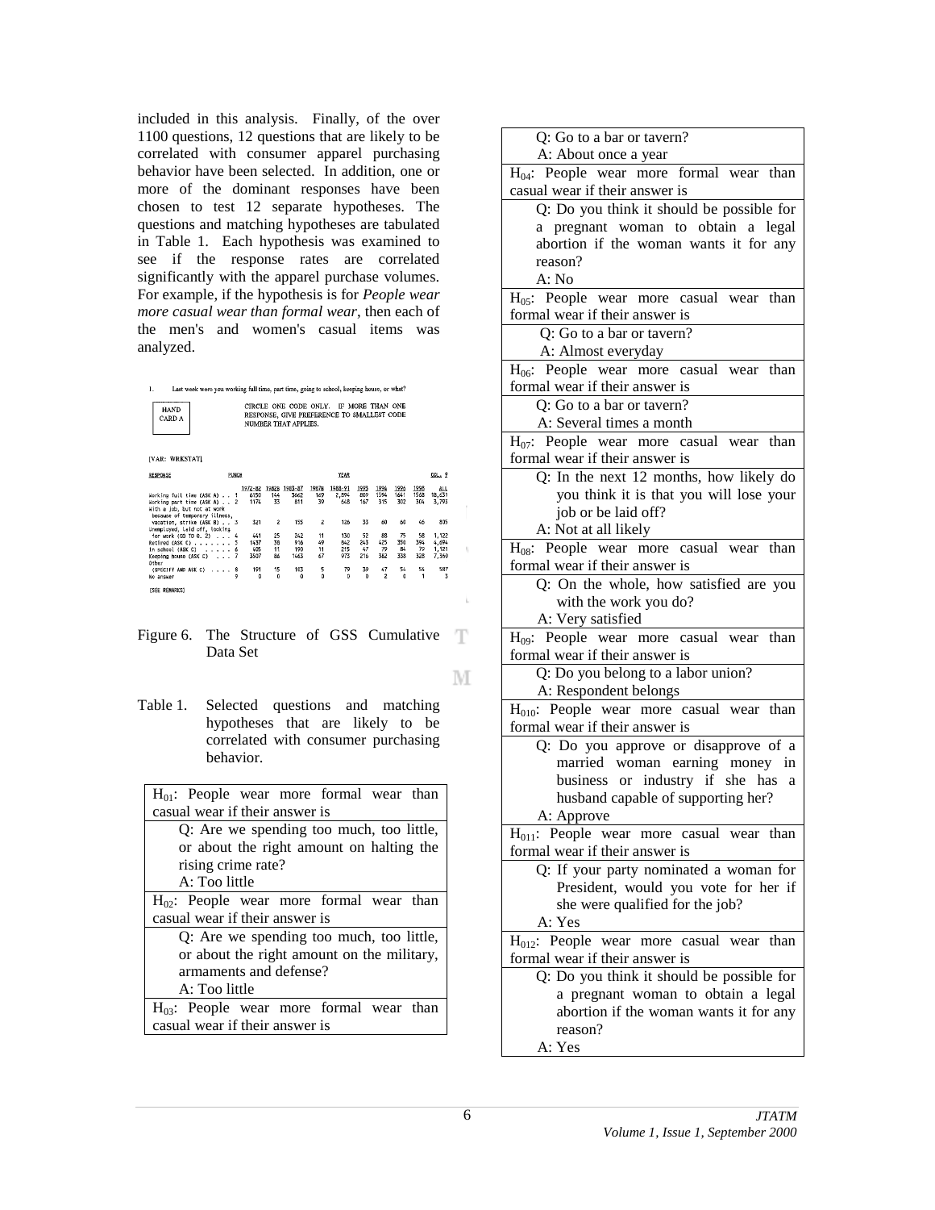included in this analysis. Finally, of the over 1100 questions, 12 questions that are likely to be correlated with consumer apparel purchasing behavior have been selected. In addition, one or more of the dominant responses have been chosen to test 12 separate hypotheses. The questions and matching hypotheses are tabulated in Table 1. Each hypothesis was examined to see if the response rates are correlated significantly with the apparel purchase volumes. For example, if the hypothesis is for *People wear more casual wear than formal wear*, then each of the men's and women's casual items was analyzed.

1. Last week were you working full time, part time, going to school, keeping house, or what?

HAND CARD A

CIRCLE ONE CODE ONLY. IF MORE THAN ONE RESPONSE, GIVE PREFERENCE TO SMALLEST CODE NUMBER THAT APPLIES.

[VAR: WRKSTAT]

| RESPONSE | PUNCH | 1972-82 | 1982B | 1983-87 | 1987B | 1988-91 | 1993 | 1994 | 1996 | 1998 | ALL |
|---|---|---|---|---|---|---|---|---|---|---|---|
| Working full time (ASK A) | 1 | 6150 | 144 | 3662 | 169 | 2,894 | 809 | 1594 | 1641 | 1568 | 18,631 |
| Working part time (ASK A) | 2 | 1174 | 33 | 811 | 39 | 648 | 167 | 315 | 302 | 304 | 3,793 |
| With a job, but not at work because of temporary illness, vacation, strike (ASK B) | 3 | 321 | 2 | 155 | 2 | 126 | 33 | 60 | 60 | 46 | 805 |
| Unemployed, laid off, looking for work (GO TO Q. 2) | 4 | 441 | 25 | 242 | 11 | 130 | 52 | 88 | 75 | 58 | 1,122 |
| Retired (ASK C) | 5 | 1437 | 38 | 916 | 49 | 842 | 243 | 425 | 350 | 394 | 4,694 |
| In school (ASK C) | 6 | 405 | 11 | 190 | 11 | 215 | 47 | 79 | 84 | 79 | 1,121 |
| Keeping house (ASK C) | 7 | 3507 | 86 | 1463 | 67 | 973 | 216 | 362 | 338 | 328 | 7,360 |
| Other (SPECIFY AND ASK C) | 8 | 191 | 15 | 103 | 5 | 79 | 39 | 47 | 54 | 54 | 587 |
| No answer | 9 | 0 | 0 | 0 | 0 | 0 | 0 | 2 | 0 | 1 | 3 |

[SEE REMARKS]

Figure 6. The Structure of GSS Cumulative Data Set

Table 1. Selected questions and matching hypotheses that are likely to be correlated with consumer purchasing behavior.

| Hypothesis | Question and Answer |
|---|---|
| $H_{01}$: People wear more formal wear than casual wear if their answer is | Q: Are we spending too much, too little, or about the right amount on halting the rising crime rate? A: Too little |
| $H_{02}$: People wear more formal wear than casual wear if their answer is | Q: Are we spending too much, too little, or about the right amount on the military, armaments and defense? A: Too little |
| $H_{03}$: People wear more formal wear than casual wear if their answer is | Q: Go to a bar or tavern? A: About once a year |
| $H_{04}$: People wear more formal wear than casual wear if their answer is | Q: Do you think it should be possible for a pregnant woman to obtain a legal abortion if the woman wants it for any reason? A: No |
| $H_{05}$: People wear more casual wear than formal wear if their answer is | Q: Go to a bar or tavern? A: Almost everyday |
| $H_{06}$: People wear more casual wear than formal wear if their answer is | Q: Go to a bar or tavern? A: Several times a month |
| $H_{07}$: People wear more casual wear than formal wear if their answer is | Q: In the next 12 months, how likely do you think it is that you will lose your job or be laid off? A: Not at all likely |
| $H_{08}$: People wear more casual wear than formal wear if their answer is | Q: On the whole, how satisfied are you with the work you do? A: Very satisfied |
| $H_{09}$: People wear more casual wear than formal wear if their answer is | Q: Do you belong to a labor union? A: Respondent belongs |
| $H_{010}$: People wear more casual wear than formal wear if their answer is | Q: Do you approve or disapprove of a married woman earning money in business or industry if she has a husband capable of supporting her? A: Approve |
| $H_{011}$: People wear more casual wear than formal wear if their answer is | Q: If your party nominated a woman for President, would you vote for her if she were qualified for the job? A: Yes |
| $H_{012}$: People wear more casual wear than formal wear if their answer is | Q: Do you think it should be possible for a pregnant woman to obtain a legal abortion if the woman wants it for any reason? A: Yes |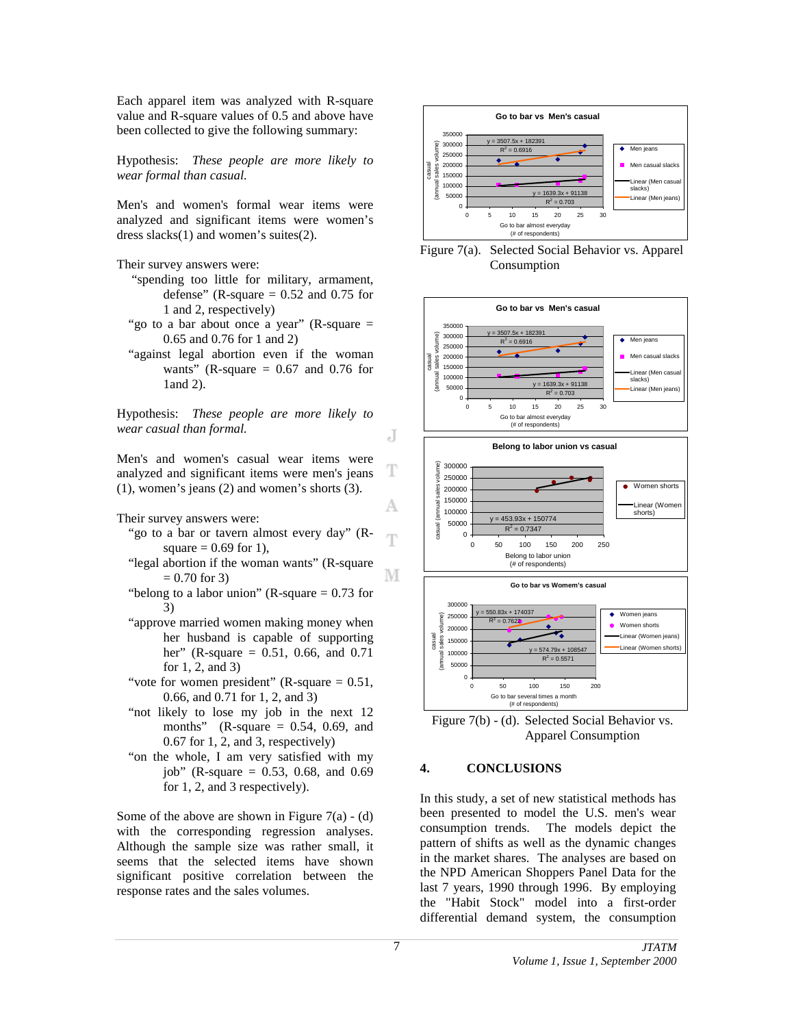Each apparel item was analyzed with R-square value and R-square values of 0.5 and above have been collected to give the following summary:

Hypothesis: *These people are more likely to wear formal than casual.*

Men's and women's formal wear items were analyzed and significant items were women's dress slacks(1) and women's suites(2).

Their survey answers were:

"spending too little for military, armament, defense" (R-square = 0.52 and 0.75 for 1 and 2, respectively)

"go to a bar about once a year" (R-square = 0.65 and 0.76 for 1 and 2)

"against legal abortion even if the woman wants" (R-square = 0.67 and 0.76 for 1and 2).

Hypothesis: *These people are more likely to wear casual than formal.*

Men's and women's casual wear items were analyzed and significant items were men's jeans (1), women's jeans (2) and women's shorts (3).

Their survey answers were:

"go to a bar or tavern almost every day" (R-square = 0.69 for 1),

"legal abortion if the woman wants" (R-square = 0.70 for 3)

"belong to a labor union" (R-square = 0.73 for 3)

"approve married women making money when her husband is capable of supporting her" (R-square = 0.51, 0.66, and 0.71 for 1, 2, and 3)

"vote for women president" (R-square = 0.51, 0.66, and 0.71 for 1, 2, and 3)

"not likely to lose my job in the next 12 months" (R-square = 0.54, 0.69, and 0.67 for 1, 2, and 3, respectively)

"on the whole, I am very satisfied with my job" (R-square = 0.53, 0.68, and 0.69 for 1, 2, and 3 respectively).

Some of the above are shown in Figure 7(a) - (d) with the corresponding regression analyses. Although the sample size was rather small, it seems that the selected items have shown significant positive correlation between the response rates and the sales volumes.

Figure 7(a). Selected Social Behavior vs. Apparel Consumption

Figure 7(b) - (d). Selected Social Behavior vs. Apparel Consumption

## 4. CONCLUSIONS

In this study, a set of new statistical methods has been presented to model the U.S. men's wear consumption trends. The models depict the pattern of shifts as well as the dynamic changes in the market shares. The analyses are based on the NPD American Shoppers Panel Data for the last 7 years, 1990 through 1996. By employing the "Habit Stock" model into a first-order differential demand system, the consumption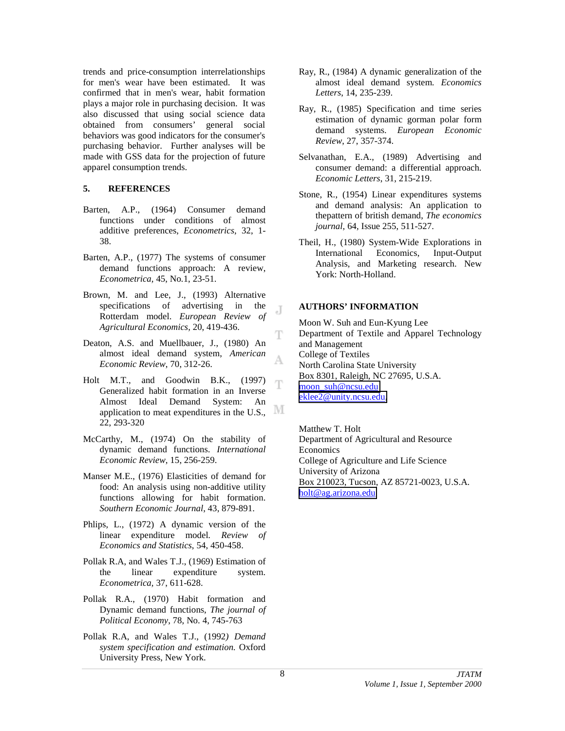trends and price-consumption interrelationships for men's wear have been estimated. It was confirmed that in men's wear, habit formation plays a major role in purchasing decision. It was also discussed that using social science data obtained from consumers' general social behaviors was good indicators for the consumer's purchasing behavior. Further analyses will be made with GSS data for the projection of future apparel consumption trends.

## 5. REFERENCES

Barten, A.P., (1964) Consumer demand functions under conditions of almost additive preferences, *Econometrics*, 32, 1-38.

Barten, A.P., (1977) The systems of consumer demand functions approach: A review, *Econometrica,* 45, No.1, 23-51.

Brown, M. and Lee, J., (1993) Alternative specifications of advertising in the Rotterdam model. *European Review of Agricultural Economics,* 20, 419-436.

Deaton, A.S. and Muellbauer, J., (1980) An almost ideal demand system, *American Economic Review*, 70, 312-26.

Holt M.T., and Goodwin B.K., (1997) Generalized habit formation in an Inverse Almost Ideal Demand System: An application to meat expenditures in the U.S., 22, 293-320

McCarthy, M., (1974) On the stability of dynamic demand functions. *International Economic Review*, 15, 256-259.

Manser M.E., (1976) Elasticities of demand for food: An analysis using non-additive utility functions allowing for habit formation. *Southern Economic Journal*, 43, 879-891.

Phlips, L., (1972) A dynamic version of the linear expenditure model. *Review of Economics and Statistics*, 54, 450-458.

Pollak R.A, and Wales T.J., (1969) Estimation of the linear expenditure system. *Econometrica,* 37, 611-628.

Pollak R.A., (1970) Habit formation and Dynamic demand functions, *The journal of Political Economy*, 78, No. 4, 745-763

Pollak R.A, and Wales T.J., (1992*) Demand system specification and estimation.* Oxford University Press, New York.

Ray, R., (1984) A dynamic generalization of the almost ideal demand system*. Economics Letters*, 14, 235-239.

Ray, R., (1985) Specification and time series estimation of dynamic gorman polar form demand systems. *European Economic Review*, 27, 357-374.

Selvanathan, E.A., (1989) Advertising and consumer demand: a differential approach. *Economic Letters*, 31, 215-219.

Stone, R., (1954) Linear expenditures systems and demand analysis: An application to thepattern of british demand, *The economics journal*, 64, Issue 255, 511-527.

Theil, H., (1980) System-Wide Explorations in International Economics, Input-Output Analysis, and Marketing research. New York: North-Holland.

## AUTHORS' INFORMATION

Moon W. Suh and Eun-Kyung Lee
Department of Textile and Apparel Technology and Management
College of Textiles
North Carolina State University
Box 8301, Raleigh, NC 27695, U.S.A.
moon_suh@ncsu.edu
eklee2@unity.ncsu.edu

Matthew T. Holt
Department of Agricultural and Resource Economics
College of Agriculture and Life Science
University of Arizona
Box 210023, Tucson, AZ 85721-0023, U.S.A.
holt@ag.arizona.edu